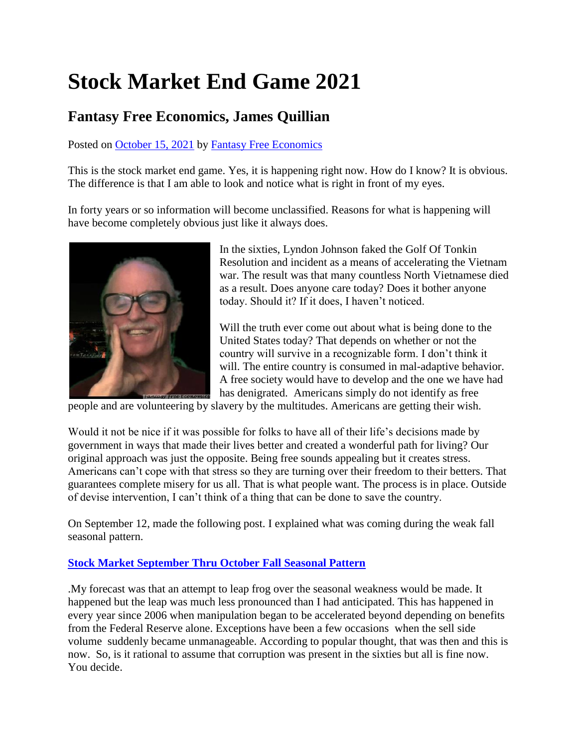# Stock Market End Game 2021

## Fantasy Free Economics, James Quillian

Posted on [October 15, 2021](#) by [Fantasy Free Economics](#)

This is the stock market end game. Yes, it is happening right now. How do I know? It is obvious. The difference is that I am able to look and notice what is right in front of my eyes.

In forty years or so information will become unclassified. Reasons for what is happening will have become completely obvious just like it always does.

In the sixties, Lyndon Johnson faked the Golf Of Tonkin Resolution and incident as a means of accelerating the Vietnam war. The result was that many countless North Vietnamese died as a result. Does anyone care today? Does it bother anyone today. Should it? If it does, I haven't noticed.

Will the truth ever come out about what is being done to the United States today? That depends on whether or not the country will survive in a recognizable form. I don't think it will. The entire country is consumed in mal-adaptive behavior. A free society would have to develop and the one we have had has denigrated. Americans simply do not identify as free people and are volunteering by slavery by the multitudes. Americans are getting their wish.

Would it not be nice if it was possible for folks to have all of their life's decisions made by government in ways that made their lives better and created a wonderful path for living? Our original approach was just the opposite. Being free sounds appealing but it creates stress. Americans can't cope with that stress so they are turning over their freedom to their betters. That guarantees complete misery for us all. That is what people want. The process is in place. Outside of devise intervention, I can't think of a thing that can be done to save the country.

On September 12, made the following post. I explained what was coming during the weak fall seasonal pattern.

**[Stock Market September Thru October Fall Seasonal Pattern](#)**

.My forecast was that an attempt to leap frog over the seasonal weakness would be made. It happened but the leap was much less pronounced than I had anticipated. This has happened in every year since 2006 when manipulation began to be accelerated beyond depending on benefits from the Federal Reserve alone. Exceptions have been a few occasions when the sell side volume suddenly became unmanageable. According to popular thought, that was then and this is now. So, is it rational to assume that corruption was present in the sixties but all is fine now. You decide.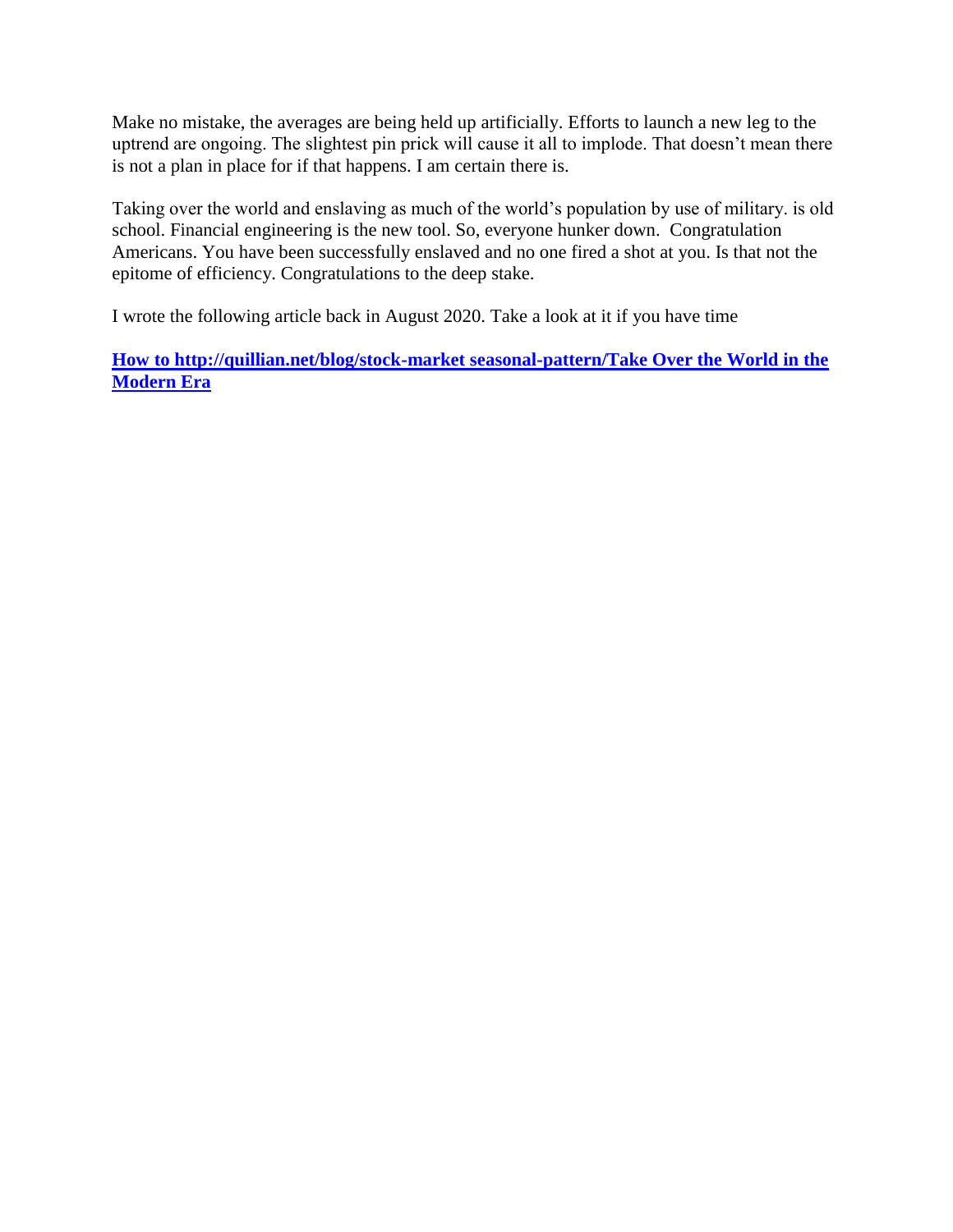Make no mistake, the averages are being held up artificially. Efforts to launch a new leg to the uptrend are ongoing. The slightest pin prick will cause it all to implode. That doesn't mean there is not a plan in place for if that happens. I am certain there is.

Taking over the world and enslaving as much of the world's population by use of military. is old school. Financial engineering is the new tool. So, everyone hunker down. Congratulation Americans. You have been successfully enslaved and no one fired a shot at you. Is that not the epitome of efficiency. Congratulations to the deep stake.

I wrote the following article back in August 2020. Take a look at it if you have time

**How to http://quillian.net/blog/stock-market seasonal-pattern/Take Over the World in the Modern Era**